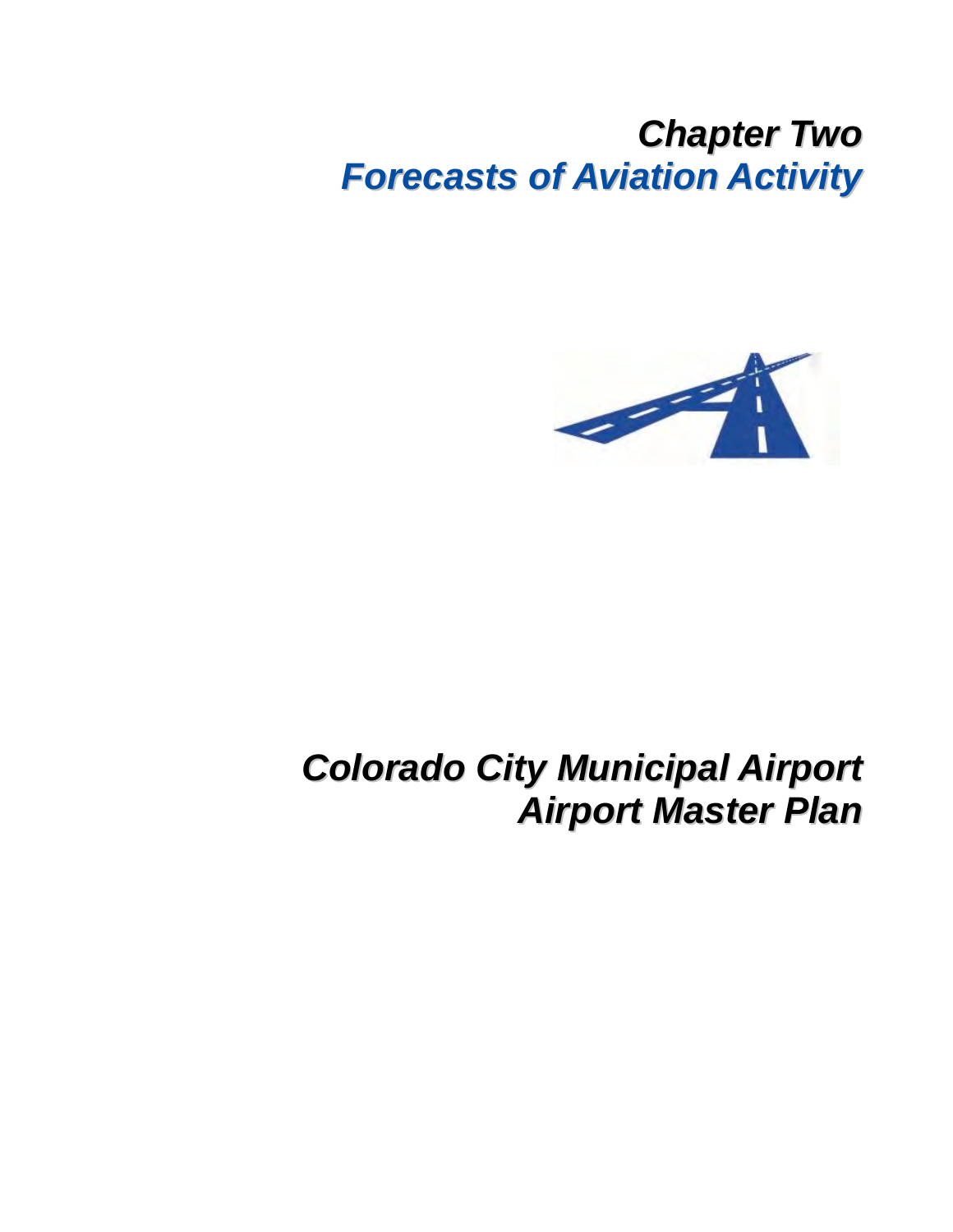# *Chapter Two*
# *Forecasts of Aviation Activity*

# *Colorado City Municipal Airport*
# *Airport Master Plan*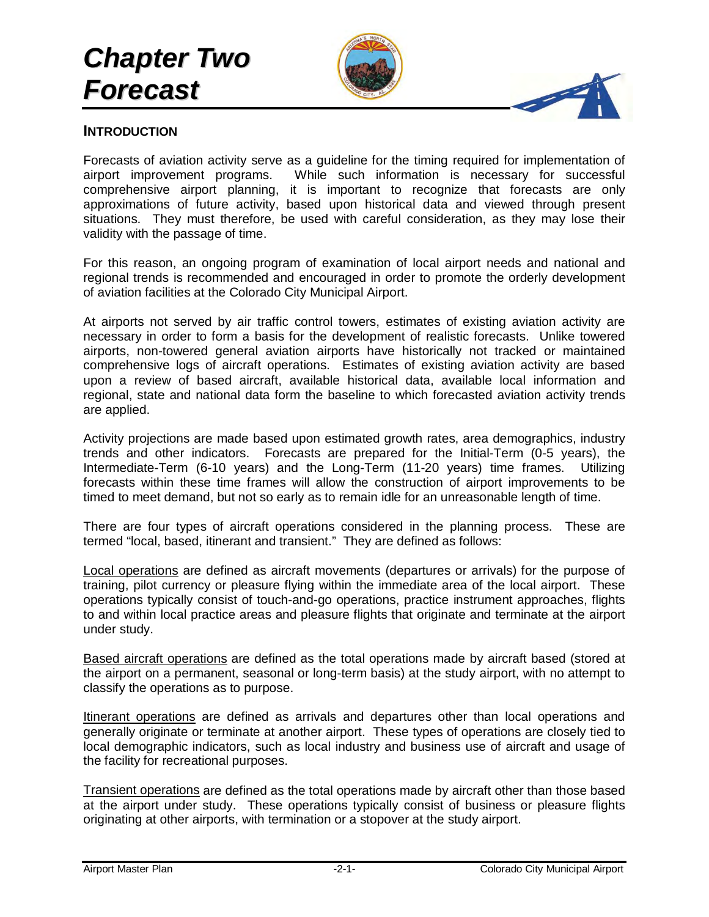# Chapter Two Forecast

## INTRODUCTION

Forecasts of aviation activity serve as a guideline for the timing required for implementation of airport improvement programs. While such information is necessary for successful comprehensive airport planning, it is important to recognize that forecasts are only approximations of future activity, based upon historical data and viewed through present situations. They must therefore, be used with careful consideration, as they may lose their validity with the passage of time.

For this reason, an ongoing program of examination of local airport needs and national and regional trends is recommended and encouraged in order to promote the orderly development of aviation facilities at the Colorado City Municipal Airport.

At airports not served by air traffic control towers, estimates of existing aviation activity are necessary in order to form a basis for the development of realistic forecasts. Unlike towered airports, non-towered general aviation airports have historically not tracked or maintained comprehensive logs of aircraft operations. Estimates of existing aviation activity are based upon a review of based aircraft, available historical data, available local information and regional, state and national data form the baseline to which forecasted aviation activity trends are applied.

Activity projections are made based upon estimated growth rates, area demographics, industry trends and other indicators. Forecasts are prepared for the Initial-Term (0-5 years), the Intermediate-Term (6-10 years) and the Long-Term (11-20 years) time frames. Utilizing forecasts within these time frames will allow the construction of airport improvements to be timed to meet demand, but not so early as to remain idle for an unreasonable length of time.

There are four types of aircraft operations considered in the planning process. These are termed "local, based, itinerant and transient." They are defined as follows:

<u>Local operations</u> are defined as aircraft movements (departures or arrivals) for the purpose of training, pilot currency or pleasure flying within the immediate area of the local airport. These operations typically consist of touch-and-go operations, practice instrument approaches, flights to and within local practice areas and pleasure flights that originate and terminate at the airport under study.

<u>Based aircraft operations</u> are defined as the total operations made by aircraft based (stored at the airport on a permanent, seasonal or long-term basis) at the study airport, with no attempt to classify the operations as to purpose.

<u>Itinerant operations</u> are defined as arrivals and departures other than local operations and generally originate or terminate at another airport. These types of operations are closely tied to local demographic indicators, such as local industry and business use of aircraft and usage of the facility for recreational purposes.

<u>Transient operations</u> are defined as the total operations made by aircraft other than those based at the airport under study. These operations typically consist of business or pleasure flights originating at other airports, with termination or a stopover at the study airport.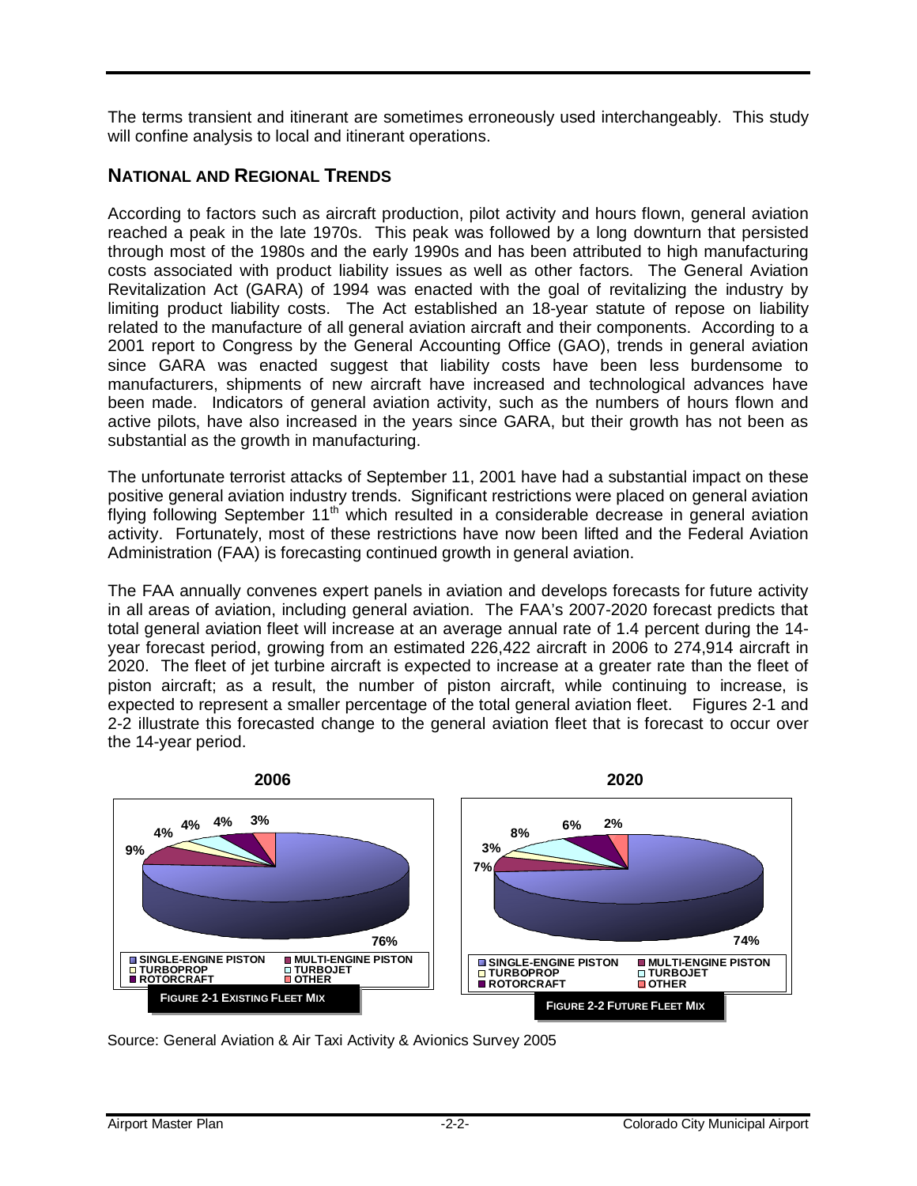The terms transient and itinerant are sometimes erroneously used interchangeably. This study will confine analysis to local and itinerant operations.

## NATIONAL AND REGIONAL TRENDS

According to factors such as aircraft production, pilot activity and hours flown, general aviation reached a peak in the late 1970s. This peak was followed by a long downturn that persisted through most of the 1980s and the early 1990s and has been attributed to high manufacturing costs associated with product liability issues as well as other factors. The General Aviation Revitalization Act (GARA) of 1994 was enacted with the goal of revitalizing the industry by limiting product liability costs. The Act established an 18-year statute of repose on liability related to the manufacture of all general aviation aircraft and their components. According to a 2001 report to Congress by the General Accounting Office (GAO), trends in general aviation since GARA was enacted suggest that liability costs have been less burdensome to manufacturers, shipments of new aircraft have increased and technological advances have been made. Indicators of general aviation activity, such as the numbers of hours flown and active pilots, have also increased in the years since GARA, but their growth has not been as substantial as the growth in manufacturing.

The unfortunate terrorist attacks of September 11, 2001 have had a substantial impact on these positive general aviation industry trends. Significant restrictions were placed on general aviation flying following September 11th which resulted in a considerable decrease in general aviation activity. Fortunately, most of these restrictions have now been lifted and the Federal Aviation Administration (FAA) is forecasting continued growth in general aviation.

The FAA annually convenes expert panels in aviation and develops forecasts for future activity in all areas of aviation, including general aviation. The FAA's 2007-2020 forecast predicts that total general aviation fleet will increase at an average annual rate of 1.4 percent during the 14-year forecast period, growing from an estimated 226,422 aircraft in 2006 to 274,914 aircraft in 2020. The fleet of jet turbine aircraft is expected to increase at a greater rate than the fleet of piston aircraft; as a result, the number of piston aircraft, while continuing to increase, is expected to represent a smaller percentage of the total general aviation fleet. Figures 2-1 and 2-2 illustrate this forecasted change to the general aviation fleet that is forecast to occur over the 14-year period.

**2006**

| Aircraft Type | Share |
|---|---|
| Single-Engine Piston | 76% |
| Multi-Engine Piston | 9% |
| Turboprop | 4% |
| Turbojet | 4% |
| Rotorcraft | 4% |
| Other | 3% |

FIGURE 2-1 EXISTING FLEET MIX

**2020**

| Aircraft Type | Share |
|---|---|
| Single-Engine Piston | 74% |
| Multi-Engine Piston | 7% |
| Turboprop | 3% |
| Turbojet | 8% |
| Rotorcraft | 6% |
| Other | 2% |

FIGURE 2-2 FUTURE FLEET MIX

Source: General Aviation & Air Taxi Activity & Avionics Survey 2005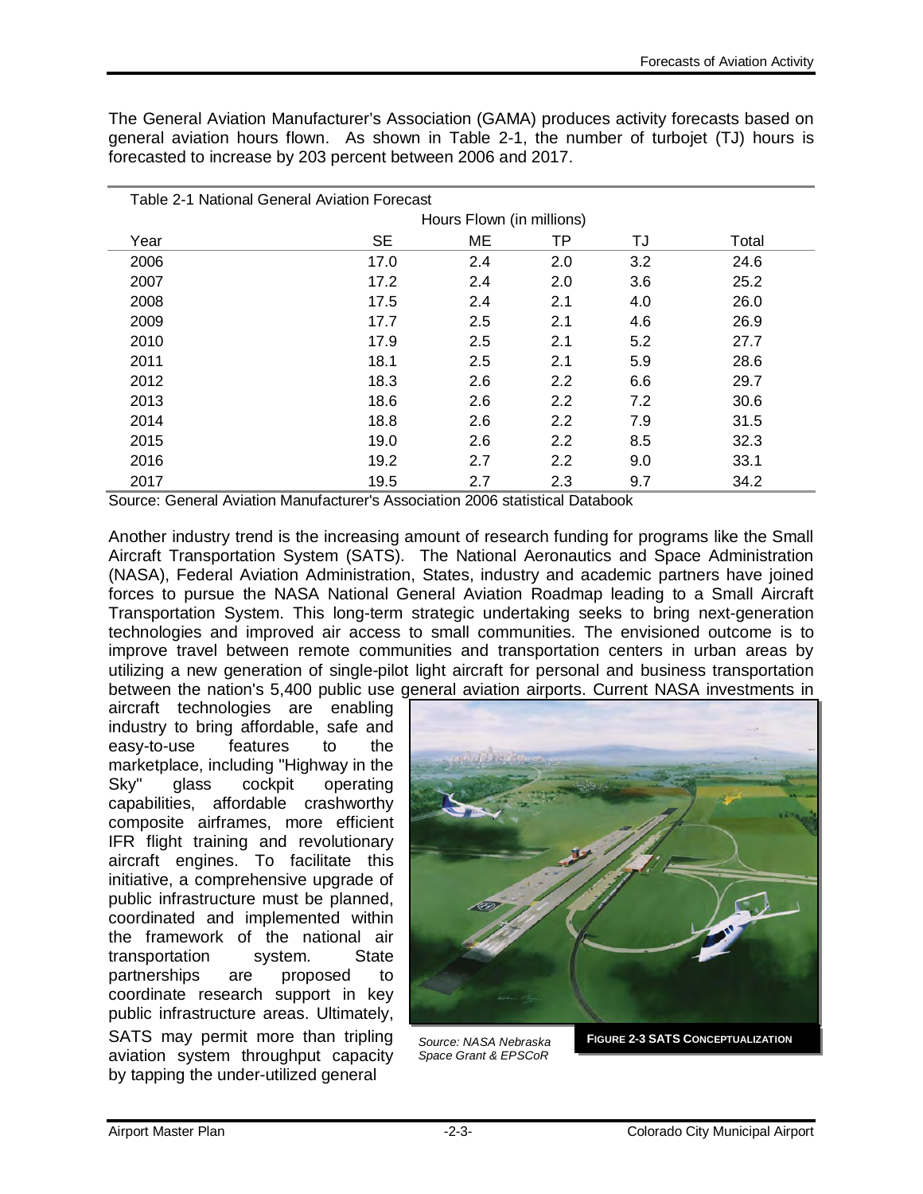The General Aviation Manufacturer's Association (GAMA) produces activity forecasts based on general aviation hours flown. As shown in Table 2-1, the number of turbojet (TJ) hours is forecasted to increase by 203 percent between 2006 and 2017.

Table 2-1 National General Aviation Forecast

| | Hours Flown (in millions) | | | | |
|---|---|---|---|---|---|
| Year | SE | ME | TP | TJ | Total |
| 2006 | 17.0 | 2.4 | 2.0 | 3.2 | 24.6 |
| 2007 | 17.2 | 2.4 | 2.0 | 3.6 | 25.2 |
| 2008 | 17.5 | 2.4 | 2.1 | 4.0 | 26.0 |
| 2009 | 17.7 | 2.5 | 2.1 | 4.6 | 26.9 |
| 2010 | 17.9 | 2.5 | 2.1 | 5.2 | 27.7 |
| 2011 | 18.1 | 2.5 | 2.1 | 5.9 | 28.6 |
| 2012 | 18.3 | 2.6 | 2.2 | 6.6 | 29.7 |
| 2013 | 18.6 | 2.6 | 2.2 | 7.2 | 30.6 |
| 2014 | 18.8 | 2.6 | 2.2 | 7.9 | 31.5 |
| 2015 | 19.0 | 2.6 | 2.2 | 8.5 | 32.3 |
| 2016 | 19.2 | 2.7 | 2.2 | 9.0 | 33.1 |
| 2017 | 19.5 | 2.7 | 2.3 | 9.7 | 34.2 |

Source: General Aviation Manufacturer's Association 2006 statistical Databook

Another industry trend is the increasing amount of research funding for programs like the Small Aircraft Transportation System (SATS). The National Aeronautics and Space Administration (NASA), Federal Aviation Administration, States, industry and academic partners have joined forces to pursue the NASA National General Aviation Roadmap leading to a Small Aircraft Transportation System. This long-term strategic undertaking seeks to bring next-generation technologies and improved air access to small communities. The envisioned outcome is to improve travel between remote communities and transportation centers in urban areas by utilizing a new generation of single-pilot light aircraft for personal and business transportation between the nation's 5,400 public use general aviation airports. Current NASA investments in aircraft technologies are enabling industry to bring affordable, safe and easy-to-use features to the marketplace, including "Highway in the Sky" glass cockpit operating capabilities, affordable crashworthy composite airframes, more efficient IFR flight training and revolutionary aircraft engines. To facilitate this initiative, a comprehensive upgrade of public infrastructure must be planned, coordinated and implemented within the framework of the national air transportation system. State partnerships are proposed to coordinate research support in key public infrastructure areas. Ultimately, SATS may permit more than tripling aviation system throughput capacity by tapping the under-utilized general

*Source: NASA Nebraska Space Grant & EPSCoR*

**FIGURE 2-3 SATS CONCEPTUALIZATION**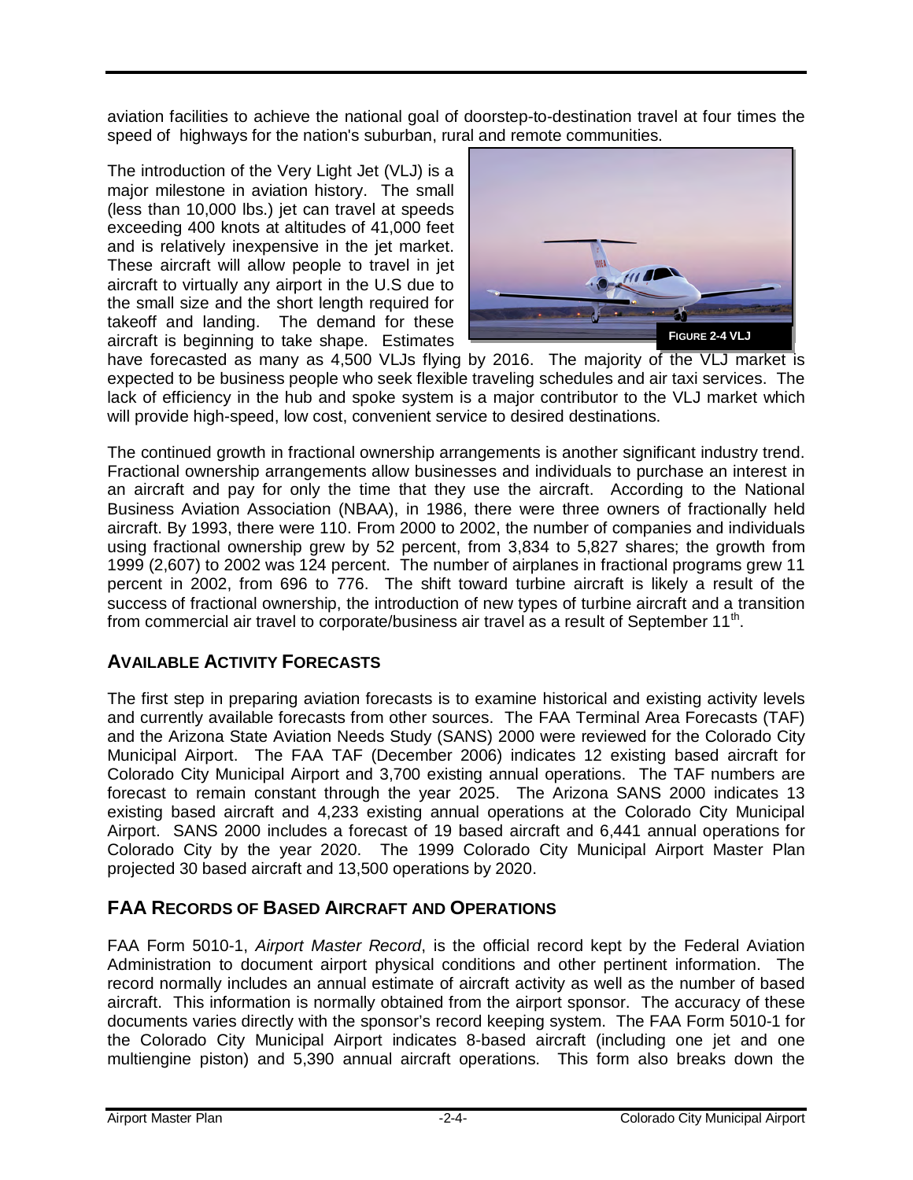aviation facilities to achieve the national goal of doorstep-to-destination travel at four times the speed of highways for the nation's suburban, rural and remote communities.

The introduction of the Very Light Jet (VLJ) is a major milestone in aviation history. The small (less than 10,000 lbs.) jet can travel at speeds exceeding 400 knots at altitudes of 41,000 feet and is relatively inexpensive in the jet market. These aircraft will allow people to travel in jet aircraft to virtually any airport in the U.S due to the small size and the short length required for takeoff and landing. The demand for these aircraft is beginning to take shape. Estimates have forecasted as many as 4,500 VLJs flying by 2016. The majority of the VLJ market is expected to be business people who seek flexible traveling schedules and air taxi services. The lack of efficiency in the hub and spoke system is a major contributor to the VLJ market which will provide high-speed, low cost, convenient service to desired destinations.

FIGURE 2-4 VLJ

The continued growth in fractional ownership arrangements is another significant industry trend. Fractional ownership arrangements allow businesses and individuals to purchase an interest in an aircraft and pay for only the time that they use the aircraft. According to the National Business Aviation Association (NBAA), in 1986, there were three owners of fractionally held aircraft. By 1993, there were 110. From 2000 to 2002, the number of companies and individuals using fractional ownership grew by 52 percent, from 3,834 to 5,827 shares; the growth from 1999 (2,607) to 2002 was 124 percent. The number of airplanes in fractional programs grew 11 percent in 2002, from 696 to 776. The shift toward turbine aircraft is likely a result of the success of fractional ownership, the introduction of new types of turbine aircraft and a transition from commercial air travel to corporate/business air travel as a result of September 11th.

## AVAILABLE ACTIVITY FORECASTS

The first step in preparing aviation forecasts is to examine historical and existing activity levels and currently available forecasts from other sources. The FAA Terminal Area Forecasts (TAF) and the Arizona State Aviation Needs Study (SANS) 2000 were reviewed for the Colorado City Municipal Airport. The FAA TAF (December 2006) indicates 12 existing based aircraft for Colorado City Municipal Airport and 3,700 existing annual operations. The TAF numbers are forecast to remain constant through the year 2025. The Arizona SANS 2000 indicates 13 existing based aircraft and 4,233 existing annual operations at the Colorado City Municipal Airport. SANS 2000 includes a forecast of 19 based aircraft and 6,441 annual operations for Colorado City by the year 2020. The 1999 Colorado City Municipal Airport Master Plan projected 30 based aircraft and 13,500 operations by 2020.

## FAA RECORDS OF BASED AIRCRAFT AND OPERATIONS

FAA Form 5010-1, *Airport Master Record*, is the official record kept by the Federal Aviation Administration to document airport physical conditions and other pertinent information. The record normally includes an annual estimate of aircraft activity as well as the number of based aircraft. This information is normally obtained from the airport sponsor. The accuracy of these documents varies directly with the sponsor's record keeping system. The FAA Form 5010-1 for the Colorado City Municipal Airport indicates 8-based aircraft (including one jet and one multiengine piston) and 5,390 annual aircraft operations. This form also breaks down the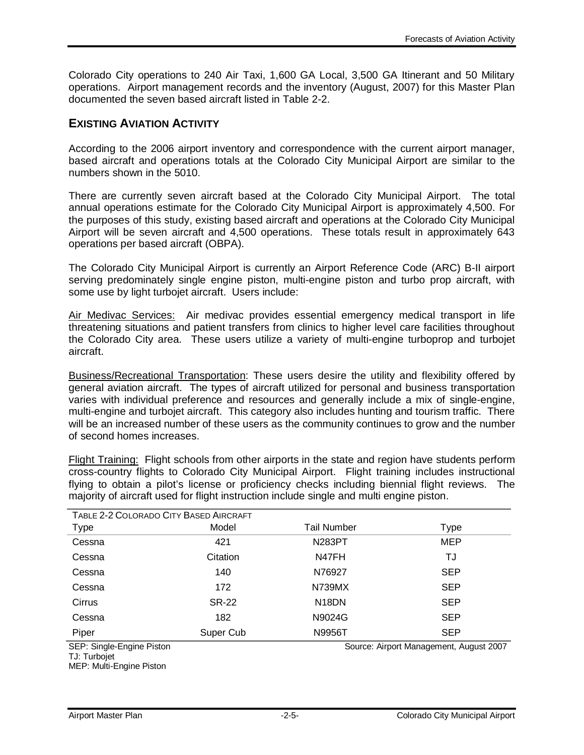Colorado City operations to 240 Air Taxi, 1,600 GA Local, 3,500 GA Itinerant and 50 Military operations. Airport management records and the inventory (August, 2007) for this Master Plan documented the seven based aircraft listed in Table 2-2.

## EXISTING AVIATION ACTIVITY

According to the 2006 airport inventory and correspondence with the current airport manager, based aircraft and operations totals at the Colorado City Municipal Airport are similar to the numbers shown in the 5010.

There are currently seven aircraft based at the Colorado City Municipal Airport. The total annual operations estimate for the Colorado City Municipal Airport is approximately 4,500. For the purposes of this study, existing based aircraft and operations at the Colorado City Municipal Airport will be seven aircraft and 4,500 operations. These totals result in approximately 643 operations per based aircraft (OBPA).

The Colorado City Municipal Airport is currently an Airport Reference Code (ARC) B-II airport serving predominately single engine piston, multi-engine piston and turbo prop aircraft, with some use by light turbojet aircraft. Users include:

Air Medivac Services: Air medivac provides essential emergency medical transport in life threatening situations and patient transfers from clinics to higher level care facilities throughout the Colorado City area. These users utilize a variety of multi-engine turboprop and turbojet aircraft.

Business/Recreational Transportation: These users desire the utility and flexibility offered by general aviation aircraft. The types of aircraft utilized for personal and business transportation varies with individual preference and resources and generally include a mix of single-engine, multi-engine and turbojet aircraft. This category also includes hunting and tourism traffic. There will be an increased number of these users as the community continues to grow and the number of second homes increases.

Flight Training: Flight schools from other airports in the state and region have students perform cross-country flights to Colorado City Municipal Airport. Flight training includes instructional flying to obtain a pilot's license or proficiency checks including biennial flight reviews. The majority of aircraft used for flight instruction include single and multi engine piston.

TABLE 2-2 COLORADO CITY BASED AIRCRAFT

| Type | Model | Tail Number | Type |
|---|---|---|---|
| Cessna | 421 | N283PT | MEP |
| Cessna | Citation | N47FH | TJ |
| Cessna | 140 | N76927 | SEP |
| Cessna | 172 | N739MX | SEP |
| Cirrus | SR-22 | N18DN | SEP |
| Cessna | 182 | N9024G | SEP |
| Piper | Super Cub | N9956T | SEP |

SEP: Single-Engine Piston
TJ: Turbojet
MEP: Multi-Engine Piston

Source: Airport Management, August 2007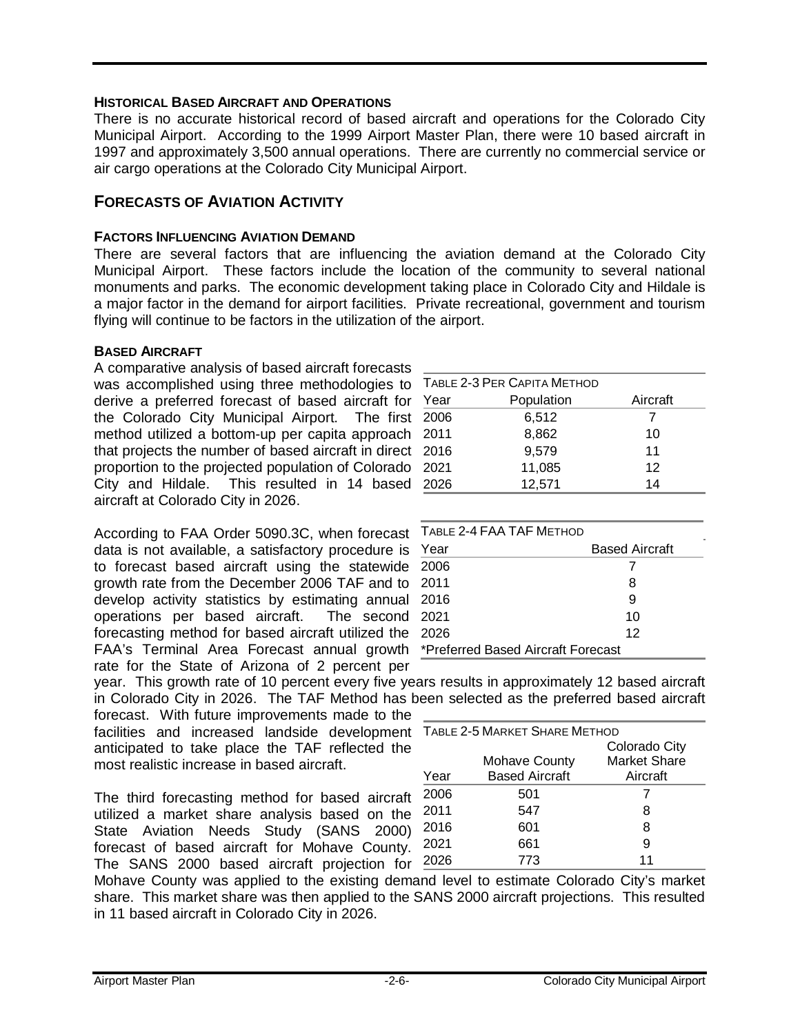### HISTORICAL BASED AIRCRAFT AND OPERATIONS

There is no accurate historical record of based aircraft and operations for the Colorado City Municipal Airport. According to the 1999 Airport Master Plan, there were 10 based aircraft in 1997 and approximately 3,500 annual operations. There are currently no commercial service or air cargo operations at the Colorado City Municipal Airport.

## FORECASTS OF AVIATION ACTIVITY

### FACTORS INFLUENCING AVIATION DEMAND

There are several factors that are influencing the aviation demand at the Colorado City Municipal Airport. These factors include the location of the community to several national monuments and parks. The economic development taking place in Colorado City and Hildale is a major factor in the demand for airport facilities. Private recreational, government and tourism flying will continue to be factors in the utilization of the airport.

### BASED AIRCRAFT

A comparative analysis of based aircraft forecasts was accomplished using three methodologies to derive a preferred forecast of based aircraft for the Colorado City Municipal Airport. The first method utilized a bottom-up per capita approach that projects the number of based aircraft in direct proportion to the projected population of Colorado City and Hildale. This resulted in 14 based aircraft at Colorado City in 2026.

TABLE 2-3 PER CAPITA METHOD

| Year | Population | Aircraft |
|---|---|---|
| 2006 | 6,512 | 7 |
| 2011 | 8,862 | 10 |
| 2016 | 9,579 | 11 |
| 2021 | 11,085 | 12 |
| 2026 | 12,571 | 14 |

According to FAA Order 5090.3C, when forecast data is not available, a satisfactory procedure is to forecast based aircraft using the statewide growth rate from the December 2006 TAF and to develop activity statistics by estimating annual operations per based aircraft. The second forecasting method for based aircraft utilized the FAA's Terminal Area Forecast annual growth rate for the State of Arizona of 2 percent per year. This growth rate of 10 percent every five years results in approximately 12 based aircraft in Colorado City in 2026. The TAF Method has been selected as the preferred based aircraft forecast. With future improvements made to the facilities and increased landside development anticipated to take place the TAF reflected the most realistic increase in based aircraft.

TABLE 2-4 FAA TAF METHOD

| Year | Based Aircraft |
|---|---|
| 2006 | 7 |
| 2011 | 8 |
| 2016 | 9 |
| 2021 | 10 |
| 2026 | 12 |

*Preferred Based Aircraft Forecast

The third forecasting method for based aircraft utilized a market share analysis based on the State Aviation Needs Study (SANS 2000) forecast of based aircraft for Mohave County. The SANS 2000 based aircraft projection for Mohave County was applied to the existing demand level to estimate Colorado City's market share. This market share was then applied to the SANS 2000 aircraft projections. This resulted in 11 based aircraft in Colorado City in 2026.

TABLE 2-5 MARKET SHARE METHOD

| Year | Mohave County Based Aircraft | Colorado City Market Share Aircraft |
|---|---|---|
| 2006 | 501 | 7 |
| 2011 | 547 | 8 |
| 2016 | 601 | 8 |
| 2021 | 661 | 9 |
| 2026 | 773 | 11 |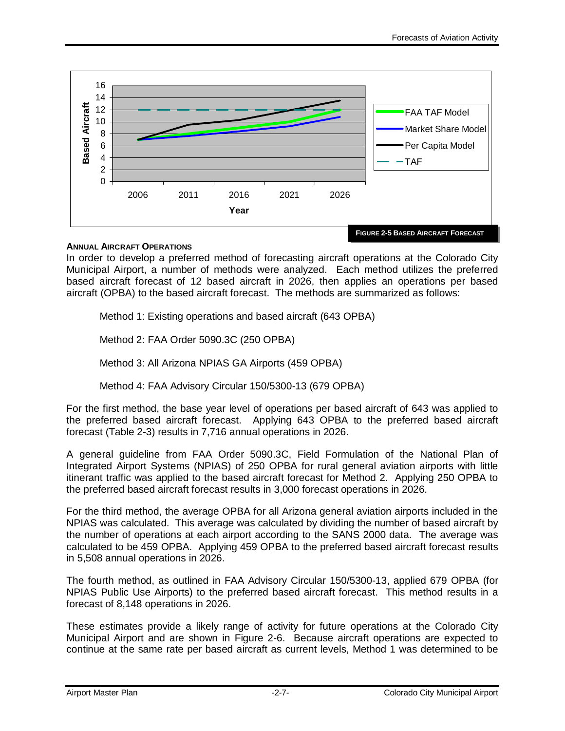FIGURE 2-5 BASED AIRCRAFT FORECAST

**ANNUAL AIRCRAFT OPERATIONS**

In order to develop a preferred method of forecasting aircraft operations at the Colorado City Municipal Airport, a number of methods were analyzed. Each method utilizes the preferred based aircraft forecast of 12 based aircraft in 2026, then applies an operations per based aircraft (OPBA) to the based aircraft forecast. The methods are summarized as follows:

Method 1: Existing operations and based aircraft (643 OPBA)

Method 2: FAA Order 5090.3C (250 OPBA)

Method 3: All Arizona NPIAS GA Airports (459 OPBA)

Method 4: FAA Advisory Circular 150/5300-13 (679 OPBA)

For the first method, the base year level of operations per based aircraft of 643 was applied to the preferred based aircraft forecast. Applying 643 OPBA to the preferred based aircraft forecast (Table 2-3) results in 7,716 annual operations in 2026.

A general guideline from FAA Order 5090.3C, Field Formulation of the National Plan of Integrated Airport Systems (NPIAS) of 250 OPBA for rural general aviation airports with little itinerant traffic was applied to the based aircraft forecast for Method 2. Applying 250 OPBA to the preferred based aircraft forecast results in 3,000 forecast operations in 2026.

For the third method, the average OPBA for all Arizona general aviation airports included in the NPIAS was calculated. This average was calculated by dividing the number of based aircraft by the number of operations at each airport according to the SANS 2000 data. The average was calculated to be 459 OPBA. Applying 459 OPBA to the preferred based aircraft forecast results in 5,508 annual operations in 2026.

The fourth method, as outlined in FAA Advisory Circular 150/5300-13, applied 679 OPBA (for NPIAS Public Use Airports) to the preferred based aircraft forecast. This method results in a forecast of 8,148 operations in 2026.

These estimates provide a likely range of activity for future operations at the Colorado City Municipal Airport and are shown in Figure 2-6. Because aircraft operations are expected to continue at the same rate per based aircraft as current levels, Method 1 was determined to be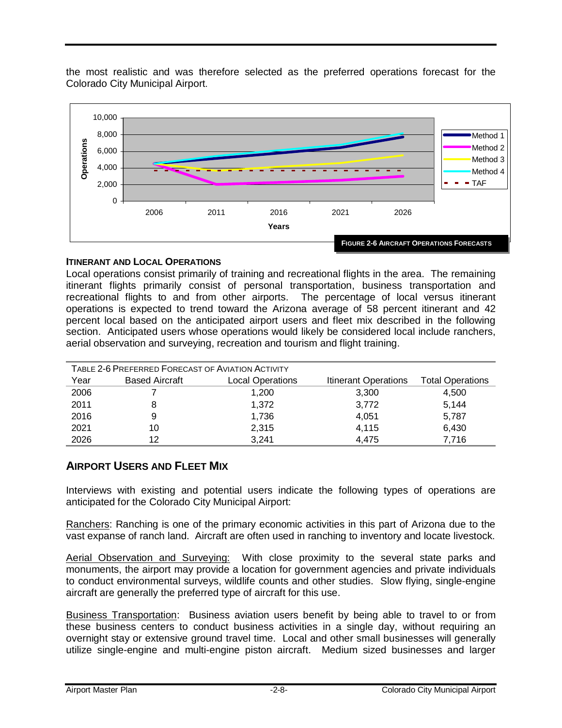the most realistic and was therefore selected as the preferred operations forecast for the Colorado City Municipal Airport.

**FIGURE 2-6 AIRCRAFT OPERATIONS FORECASTS**

### ITINERANT AND LOCAL OPERATIONS

Local operations consist primarily of training and recreational flights in the area. The remaining itinerant flights primarily consist of personal transportation, business transportation and recreational flights to and from other airports. The percentage of local versus itinerant operations is expected to trend toward the Arizona average of 58 percent itinerant and 42 percent local based on the anticipated airport users and fleet mix described in the following section. Anticipated users whose operations would likely be considered local include ranchers, aerial observation and surveying, recreation and tourism and flight training.

TABLE 2-6 PREFERRED FORECAST OF AVIATION ACTIVITY

| Year | Based Aircraft | Local Operations | Itinerant Operations | Total Operations |
|---|---|---|---|---|
| 2006 | 7 | 1,200 | 3,300 | 4,500 |
| 2011 | 8 | 1,372 | 3,772 | 5,144 |
| 2016 | 9 | 1,736 | 4,051 | 5,787 |
| 2021 | 10 | 2,315 | 4,115 | 6,430 |
| 2026 | 12 | 3,241 | 4,475 | 7,716 |

## AIRPORT USERS AND FLEET MIX

Interviews with existing and potential users indicate the following types of operations are anticipated for the Colorado City Municipal Airport:

Ranchers: Ranching is one of the primary economic activities in this part of Arizona due to the vast expanse of ranch land. Aircraft are often used in ranching to inventory and locate livestock.

Aerial Observation and Surveying: With close proximity to the several state parks and monuments, the airport may provide a location for government agencies and private individuals to conduct environmental surveys, wildlife counts and other studies. Slow flying, single-engine aircraft are generally the preferred type of aircraft for this use.

Business Transportation: Business aviation users benefit by being able to travel to or from these business centers to conduct business activities in a single day, without requiring an overnight stay or extensive ground travel time. Local and other small businesses will generally utilize single-engine and multi-engine piston aircraft. Medium sized businesses and larger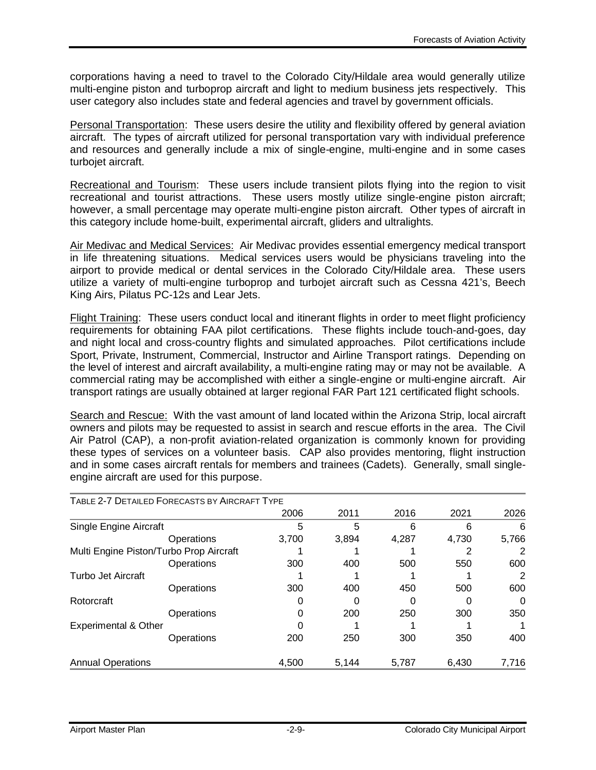corporations having a need to travel to the Colorado City/Hildale area would generally utilize multi-engine piston and turboprop aircraft and light to medium business jets respectively. This user category also includes state and federal agencies and travel by government officials.

Personal Transportation: These users desire the utility and flexibility offered by general aviation aircraft. The types of aircraft utilized for personal transportation vary with individual preference and resources and generally include a mix of single-engine, multi-engine and in some cases turbojet aircraft.

Recreational and Tourism: These users include transient pilots flying into the region to visit recreational and tourist attractions. These users mostly utilize single-engine piston aircraft; however, a small percentage may operate multi-engine piston aircraft. Other types of aircraft in this category include home-built, experimental aircraft, gliders and ultralights.

Air Medivac and Medical Services: Air Medivac provides essential emergency medical transport in life threatening situations. Medical services users would be physicians traveling into the airport to provide medical or dental services in the Colorado City/Hildale area. These users utilize a variety of multi-engine turboprop and turbojet aircraft such as Cessna 421's, Beech King Airs, Pilatus PC-12s and Lear Jets.

Flight Training: These users conduct local and itinerant flights in order to meet flight proficiency requirements for obtaining FAA pilot certifications. These flights include touch-and-goes, day and night local and cross-country flights and simulated approaches. Pilot certifications include Sport, Private, Instrument, Commercial, Instructor and Airline Transport ratings. Depending on the level of interest and aircraft availability, a multi-engine rating may or may not be available. A commercial rating may be accomplished with either a single-engine or multi-engine aircraft. Air transport ratings are usually obtained at larger regional FAR Part 121 certificated flight schools.

Search and Rescue: With the vast amount of land located within the Arizona Strip, local aircraft owners and pilots may be requested to assist in search and rescue efforts in the area. The Civil Air Patrol (CAP), a non-profit aviation-related organization is commonly known for providing these types of services on a volunteer basis. CAP also provides mentoring, flight instruction and in some cases aircraft rentals for members and trainees (Cadets). Generally, small single-engine aircraft are used for this purpose.

TABLE 2-7 DETAILED FORECASTS BY AIRCRAFT TYPE

| | | 2006 | 2011 | 2016 | 2021 | 2026 |
|---|---|---|---|---|---|---|
| Single Engine Aircraft | | 5 | 5 | 6 | 6 | 6 |
| | Operations | 3,700 | 3,894 | 4,287 | 4,730 | 5,766 |
| Multi Engine Piston/Turbo Prop Aircraft | | 1 | 1 | 1 | 2 | 2 |
| | Operations | 300 | 400 | 500 | 550 | 600 |
| Turbo Jet Aircraft | | 1 | 1 | 1 | 1 | 2 |
| | Operations | 300 | 400 | 450 | 500 | 600 |
| Rotorcraft | | 0 | 0 | 0 | 0 | 0 |
| | Operations | 0 | 200 | 250 | 300 | 350 |
| Experimental & Other | | 0 | 1 | 1 | 1 | 1 |
| | Operations | 200 | 250 | 300 | 350 | 400 |
| Annual Operations | | 4,500 | 5,144 | 5,787 | 6,430 | 7,716 |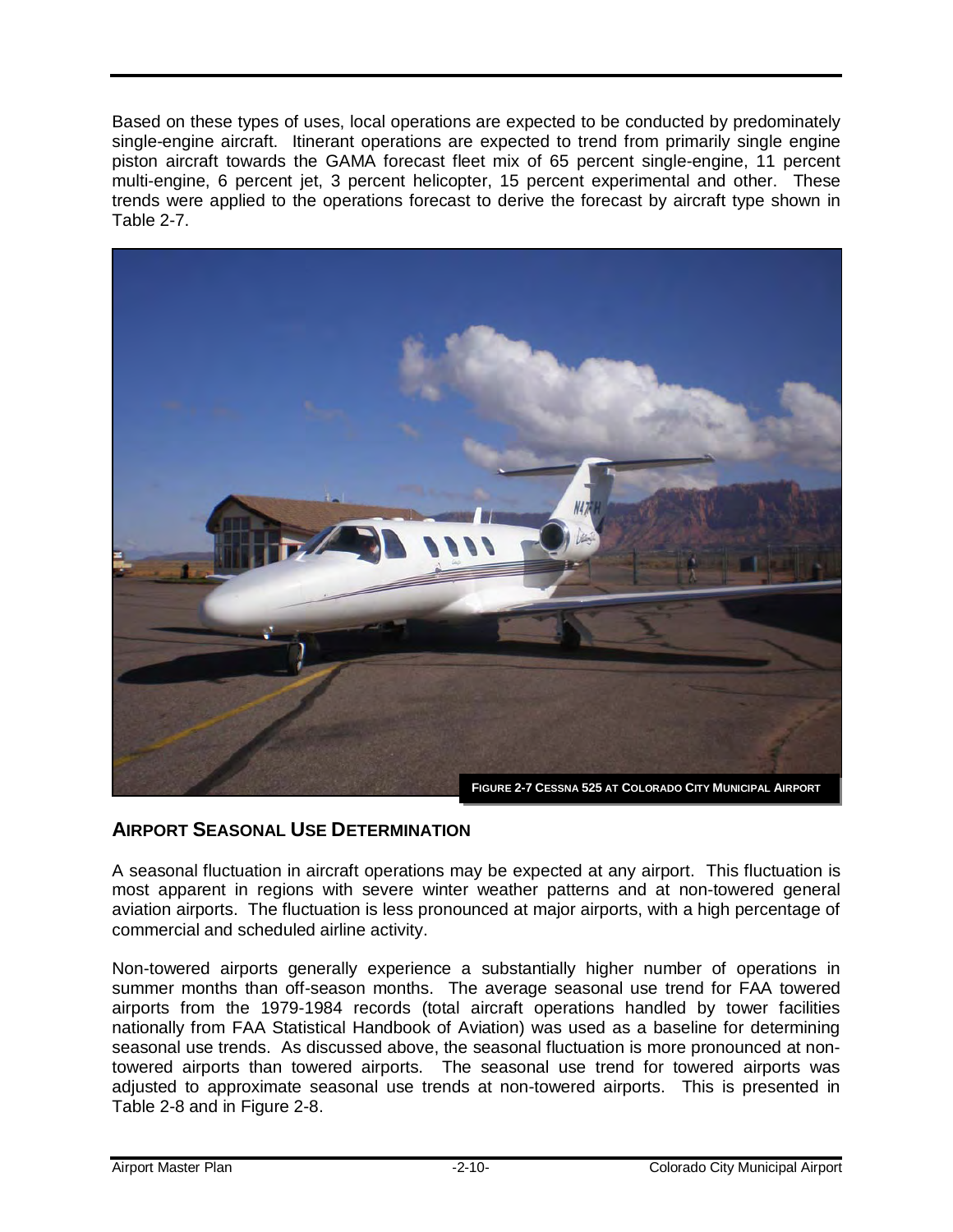Based on these types of uses, local operations are expected to be conducted by predominately single-engine aircraft. Itinerant operations are expected to trend from primarily single engine piston aircraft towards the GAMA forecast fleet mix of 65 percent single-engine, 11 percent multi-engine, 6 percent jet, 3 percent helicopter, 15 percent experimental and other. These trends were applied to the operations forecast to derive the forecast by aircraft type shown in Table 2-7.

FIGURE 2-7 CESSNA 525 AT COLORADO CITY MUNICIPAL AIRPORT

## AIRPORT SEASONAL USE DETERMINATION

A seasonal fluctuation in aircraft operations may be expected at any airport. This fluctuation is most apparent in regions with severe winter weather patterns and at non-towered general aviation airports. The fluctuation is less pronounced at major airports, with a high percentage of commercial and scheduled airline activity.

Non-towered airports generally experience a substantially higher number of operations in summer months than off-season months. The average seasonal use trend for FAA towered airports from the 1979-1984 records (total aircraft operations handled by tower facilities nationally from FAA Statistical Handbook of Aviation) was used as a baseline for determining seasonal use trends. As discussed above, the seasonal fluctuation is more pronounced at non-towered airports than towered airports. The seasonal use trend for towered airports was adjusted to approximate seasonal use trends at non-towered airports. This is presented in Table 2-8 and in Figure 2-8.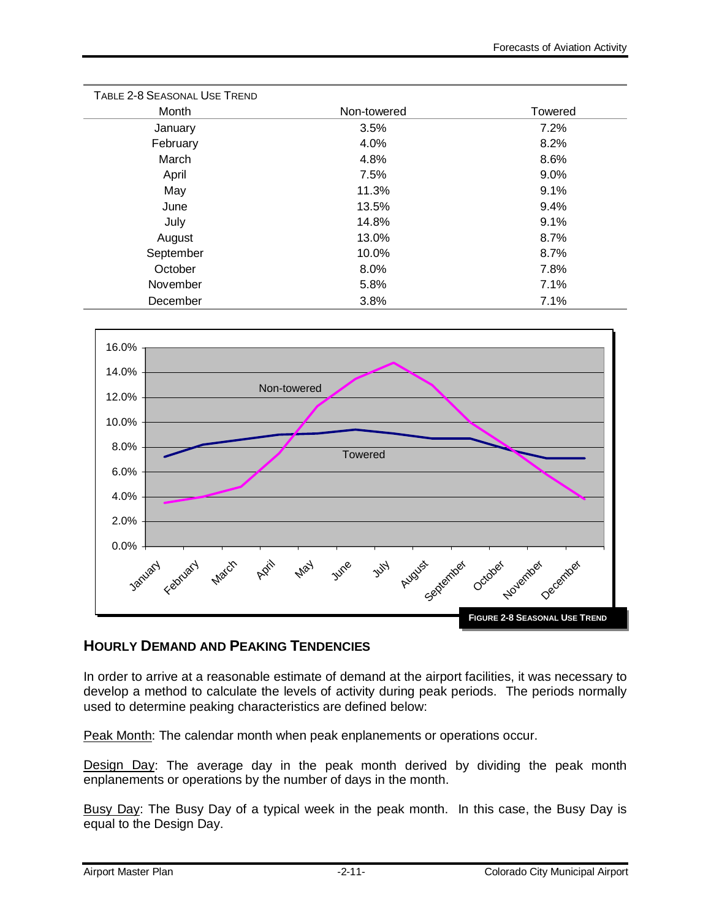TABLE 2-8 SEASONAL USE TREND

| Month | Non-towered | Towered |
|---|---|---|
| January | 3.5% | 7.2% |
| February | 4.0% | 8.2% |
| March | 4.8% | 8.6% |
| April | 7.5% | 9.0% |
| May | 11.3% | 9.1% |
| June | 13.5% | 9.4% |
| July | 14.8% | 9.1% |
| August | 13.0% | 8.7% |
| September | 10.0% | 8.7% |
| October | 8.0% | 7.8% |
| November | 5.8% | 7.1% |
| December | 3.8% | 7.1% |

FIGURE 2-8 SEASONAL USE TREND

## HOURLY DEMAND AND PEAKING TENDENCIES

In order to arrive at a reasonable estimate of demand at the airport facilities, it was necessary to develop a method to calculate the levels of activity during peak periods. The periods normally used to determine peaking characteristics are defined below:

Peak Month: The calendar month when peak enplanements or operations occur.

Design Day: The average day in the peak month derived by dividing the peak month enplanements or operations by the number of days in the month.

Busy Day: The Busy Day of a typical week in the peak month. In this case, the Busy Day is equal to the Design Day.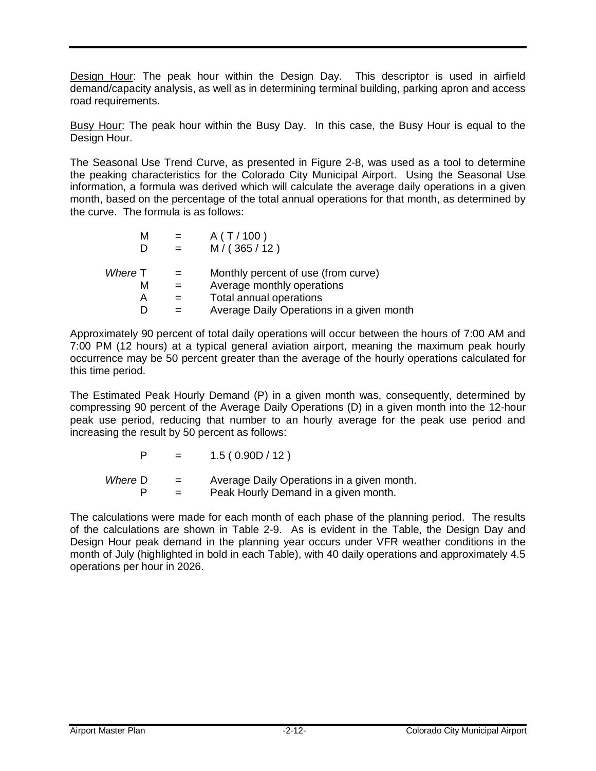Design Hour: The peak hour within the Design Day. This descriptor is used in airfield demand/capacity analysis, as well as in determining terminal building, parking apron and access road requirements.

Busy Hour: The peak hour within the Busy Day. In this case, the Busy Hour is equal to the Design Hour.

The Seasonal Use Trend Curve, as presented in Figure 2-8, was used as a tool to determine the peaking characteristics for the Colorado City Municipal Airport. Using the Seasonal Use information, a formula was derived which will calculate the average daily operations in a given month, based on the percentage of the total annual operations for that month, as determined by the curve. The formula is as follows:

$$M = A\,(T / 100)$$

$$D = M / (365 / 12)$$

*Where*
- T = Monthly percent of use (from curve)
- M = Average monthly operations
- A = Total annual operations
- D = Average Daily Operations in a given month

Approximately 90 percent of total daily operations will occur between the hours of 7:00 AM and 7:00 PM (12 hours) at a typical general aviation airport, meaning the maximum peak hourly occurrence may be 50 percent greater than the average of the hourly operations calculated for this time period.

The Estimated Peak Hourly Demand (P) in a given month was, consequently, determined by compressing 90 percent of the Average Daily Operations (D) in a given month into the 12-hour peak use period, reducing that number to an hourly average for the peak use period and increasing the result by 50 percent as follows:

$$P = 1.5\,(0.90D / 12)$$

*Where*
- D = Average Daily Operations in a given month.
- P = Peak Hourly Demand in a given month.

The calculations were made for each month of each phase of the planning period. The results of the calculations are shown in Table 2-9. As is evident in the Table, the Design Day and Design Hour peak demand in the planning year occurs under VFR weather conditions in the month of July (highlighted in bold in each Table), with 40 daily operations and approximately 4.5 operations per hour in 2026.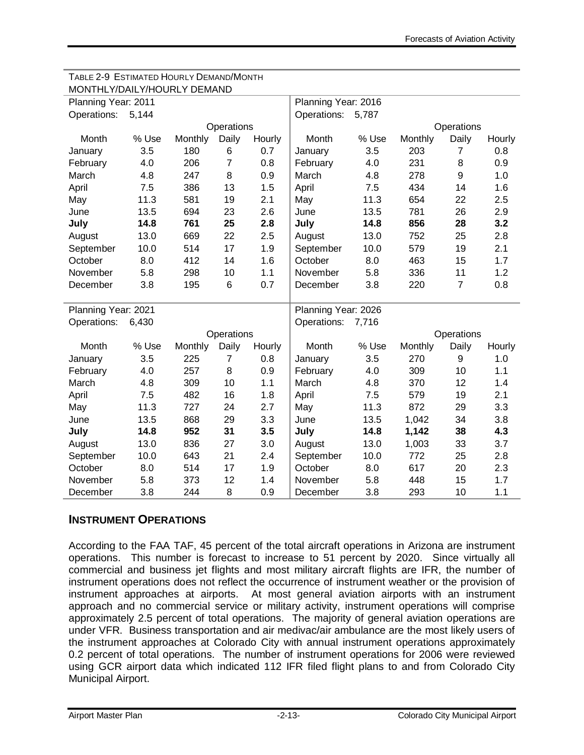TABLE 2-9 ESTIMATED HOURLY DEMAND/MONTH

MONTHLY/DAILY/HOURLY DEMAND

| Planning Year: 2011 | | | | | Planning Year: 2016 | | | | |
|---|---|---|---|---|---|---|---|---|---|
| Operations: 5,144 | | | | | Operations: 5,787 | | | | |
| | | | Operations | | | | | Operations | |
| Month | % Use | Monthly | Daily | Hourly | Month | % Use | Monthly | Daily | Hourly |
| January | 3.5 | 180 | 6 | 0.7 | January | 3.5 | 203 | 7 | 0.8 |
| February | 4.0 | 206 | 7 | 0.8 | February | 4.0 | 231 | 8 | 0.9 |
| March | 4.8 | 247 | 8 | 0.9 | March | 4.8 | 278 | 9 | 1.0 |
| April | 7.5 | 386 | 13 | 1.5 | April | 7.5 | 434 | 14 | 1.6 |
| May | 11.3 | 581 | 19 | 2.1 | May | 11.3 | 654 | 22 | 2.5 |
| June | 13.5 | 694 | 23 | 2.6 | June | 13.5 | 781 | 26 | 2.9 |
| **July** | **14.8** | **761** | **25** | **2.8** | **July** | **14.8** | **856** | **28** | **3.2** |
| August | 13.0 | 669 | 22 | 2.5 | August | 13.0 | 752 | 25 | 2.8 |
| September | 10.0 | 514 | 17 | 1.9 | September | 10.0 | 579 | 19 | 2.1 |
| October | 8.0 | 412 | 14 | 1.6 | October | 8.0 | 463 | 15 | 1.7 |
| November | 5.8 | 298 | 10 | 1.1 | November | 5.8 | 336 | 11 | 1.2 |
| December | 3.8 | 195 | 6 | 0.7 | December | 3.8 | 220 | 7 | 0.8 |
| Planning Year: 2021 | | | | | Planning Year: 2026 | | | | |
| Operations: 6,430 | | | | | Operations: 7,716 | | | | |
| | | | Operations | | | | | Operations | |
| Month | % Use | Monthly | Daily | Hourly | Month | % Use | Monthly | Daily | Hourly |
| January | 3.5 | 225 | 7 | 0.8 | January | 3.5 | 270 | 9 | 1.0 |
| February | 4.0 | 257 | 8 | 0.9 | February | 4.0 | 309 | 10 | 1.1 |
| March | 4.8 | 309 | 10 | 1.1 | March | 4.8 | 370 | 12 | 1.4 |
| April | 7.5 | 482 | 16 | 1.8 | April | 7.5 | 579 | 19 | 2.1 |
| May | 11.3 | 727 | 24 | 2.7 | May | 11.3 | 872 | 29 | 3.3 |
| June | 13.5 | 868 | 29 | 3.3 | June | 13.5 | 1,042 | 34 | 3.8 |
| **July** | **14.8** | **952** | **31** | **3.5** | **July** | **14.8** | **1,142** | **38** | **4.3** |
| August | 13.0 | 836 | 27 | 3.0 | August | 13.0 | 1,003 | 33 | 3.7 |
| September | 10.0 | 643 | 21 | 2.4 | September | 10.0 | 772 | 25 | 2.8 |
| October | 8.0 | 514 | 17 | 1.9 | October | 8.0 | 617 | 20 | 2.3 |
| November | 5.8 | 373 | 12 | 1.4 | November | 5.8 | 448 | 15 | 1.7 |
| December | 3.8 | 244 | 8 | 0.9 | December | 3.8 | 293 | 10 | 1.1 |

## INSTRUMENT OPERATIONS

According to the FAA TAF, 45 percent of the total aircraft operations in Arizona are instrument operations. This number is forecast to increase to 51 percent by 2020. Since virtually all commercial and business jet flights and most military aircraft flights are IFR, the number of instrument operations does not reflect the occurrence of instrument weather or the provision of instrument approaches at airports. At most general aviation airports with an instrument approach and no commercial service or military activity, instrument operations will comprise approximately 2.5 percent of total operations. The majority of general aviation operations are under VFR. Business transportation and air medivac/air ambulance are the most likely users of the instrument approaches at Colorado City with annual instrument operations approximately 0.2 percent of total operations. The number of instrument operations for 2006 were reviewed using GCR airport data which indicated 112 IFR filed flight plans to and from Colorado City Municipal Airport.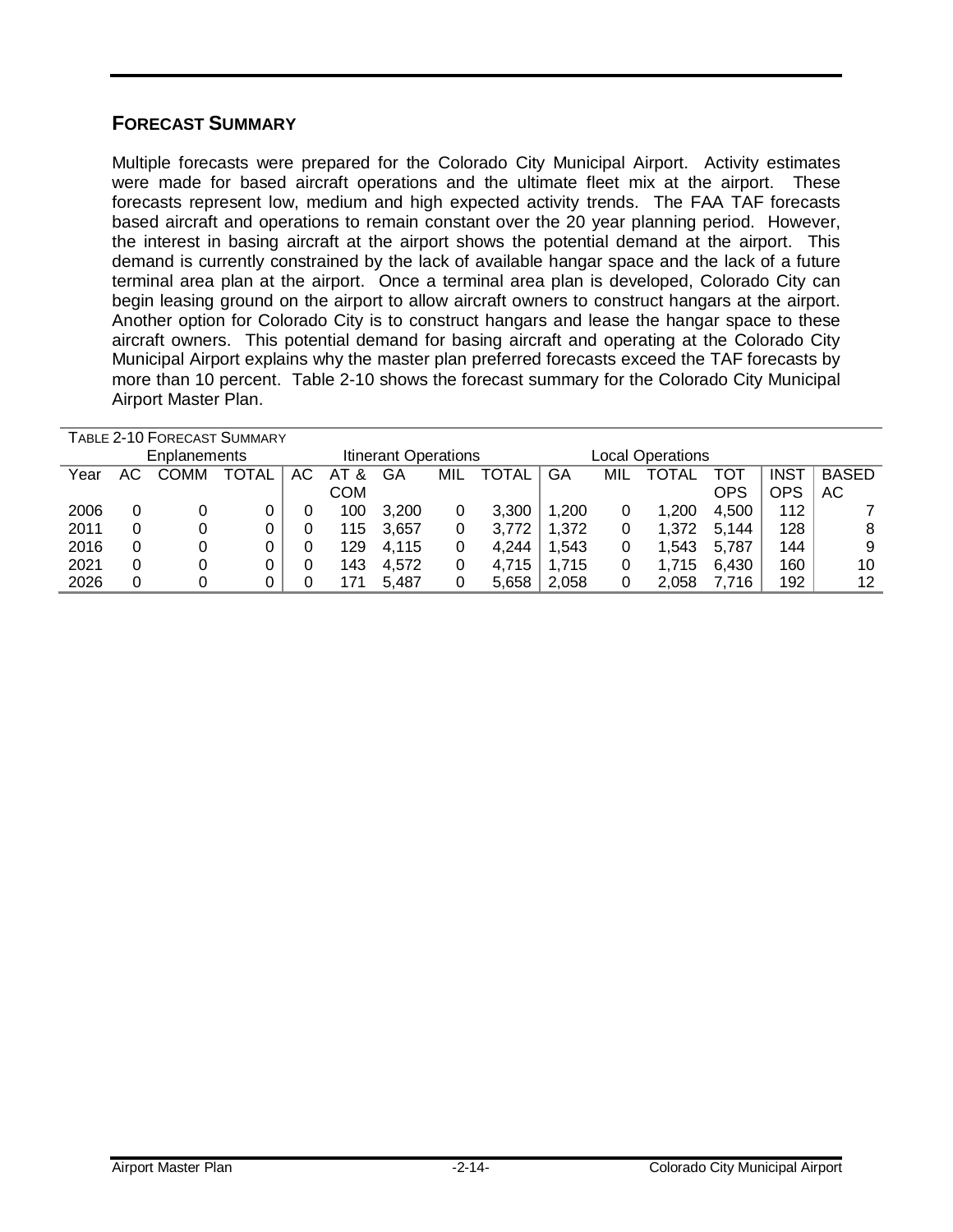## FORECAST SUMMARY

Multiple forecasts were prepared for the Colorado City Municipal Airport. Activity estimates were made for based aircraft operations and the ultimate fleet mix at the airport. These forecasts represent low, medium and high expected activity trends. The FAA TAF forecasts based aircraft and operations to remain constant over the 20 year planning period. However, the interest in basing aircraft at the airport shows the potential demand at the airport. This demand is currently constrained by the lack of available hangar space and the lack of a future terminal area plan at the airport. Once a terminal area plan is developed, Colorado City can begin leasing ground on the airport to allow aircraft owners to construct hangars at the airport. Another option for Colorado City is to construct hangars and lease the hangar space to these aircraft owners. This potential demand for basing aircraft and operating at the Colorado City Municipal Airport explains why the master plan preferred forecasts exceed the TAF forecasts by more than 10 percent. Table 2-10 shows the forecast summary for the Colorado City Municipal Airport Master Plan.

TABLE 2-10 FORECAST SUMMARY

| | Enplanements | | | Itinerant Operations | | | | | Local Operations | | | | | |
|---|---|---|---|---|---|---|---|---|---|---|---|---|---|---|
| Year | AC | COMM | TOTAL | AC | AT & COM | GA | MIL | TOTAL | GA | MIL | TOTAL | TOT OPS | INST OPS | BASED AC |
| 2006 | 0 | 0 | 0 | 0 | 100 | 3,200 | 0 | 3,300 | 1,200 | 0 | 1,200 | 4,500 | 112 | 7 |
| 2011 | 0 | 0 | 0 | 0 | 115 | 3,657 | 0 | 3,772 | 1,372 | 0 | 1,372 | 5,144 | 128 | 8 |
| 2016 | 0 | 0 | 0 | 0 | 129 | 4,115 | 0 | 4,244 | 1,543 | 0 | 1,543 | 5,787 | 144 | 9 |
| 2021 | 0 | 0 | 0 | 0 | 143 | 4,572 | 0 | 4,715 | 1,715 | 0 | 1,715 | 6,430 | 160 | 10 |
| 2026 | 0 | 0 | 0 | 0 | 171 | 5,487 | 0 | 5,658 | 2,058 | 0 | 2,058 | 7,716 | 192 | 12 |